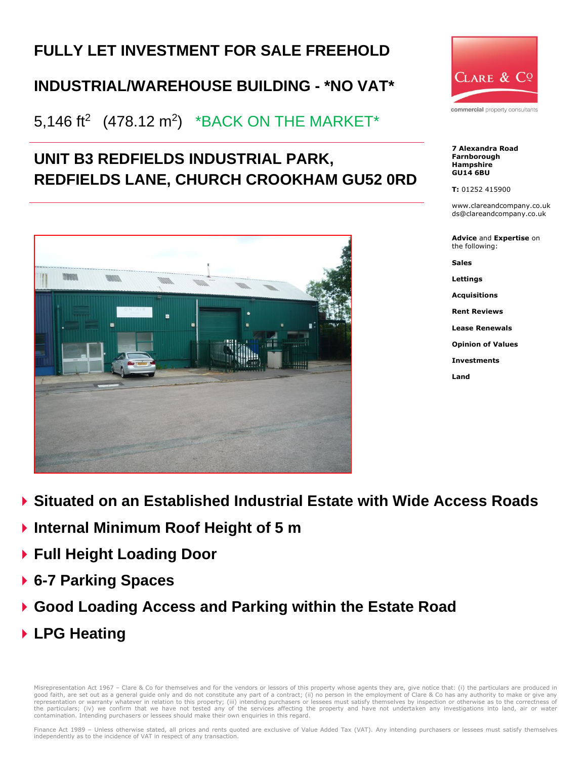# FULLY LET INVESTMENT FOR SALE FREEHOLD

## INDUSTRIAL/WAREHOUSE BUILDING - *NO VAT*

5,146 $ft^2$ (478.12 $m^2$) *BACK ON THE MARKET*

## UNIT B3 REDFIELDS INDUSTRIAL PARK, REDFIELDS LANE, CHURCH CROOKHAM GU52 0RD

CLARE & Co

commercial property consultants

**7 Alexandra Road**
**Farnborough**
**Hampshire**
**GU14 6BU**

**T:** 01252 415900

www.clareandcompany.co.uk
ds@clareandcompany.co.uk

**Advice** and **Expertise** on the following:

**Sales**

**Lettings**

**Acquisitions**

**Rent Reviews**

**Lease Renewals**

**Opinion of Values**

**Investments**

**Land**

- **Situated on an Established Industrial Estate with Wide Access Roads**
- **Internal Minimum Roof Height of 5 m**
- **Full Height Loading Door**
- **6-7 Parking Spaces**
- **Good Loading Access and Parking within the Estate Road**
- **LPG Heating**

Misrepresentation Act 1967 – Clare & Co for themselves and for the vendors or lessors of this property whose agents they are, give notice that: (i) the particulars are produced in good faith, are set out as a general guide only and do not constitute any part of a contract; (ii) no person in the employment of Clare & Co has any authority to make or give any representation or warranty whatever in relation to this property; (iii) intending purchasers or lessees must satisfy themselves by inspection or otherwise as to the correctness of the particulars; (iv) we confirm that we have not tested any of the services affecting the property and have not undertaken any investigations into land, air or water contamination. Intending purchasers or lessees should make their own enquiries in this regard.

Finance Act 1989 – Unless otherwise stated, all prices and rents quoted are exclusive of Value Added Tax (VAT). Any intending purchasers or lessees must satisfy themselves independently as to the incidence of VAT in respect of any transaction.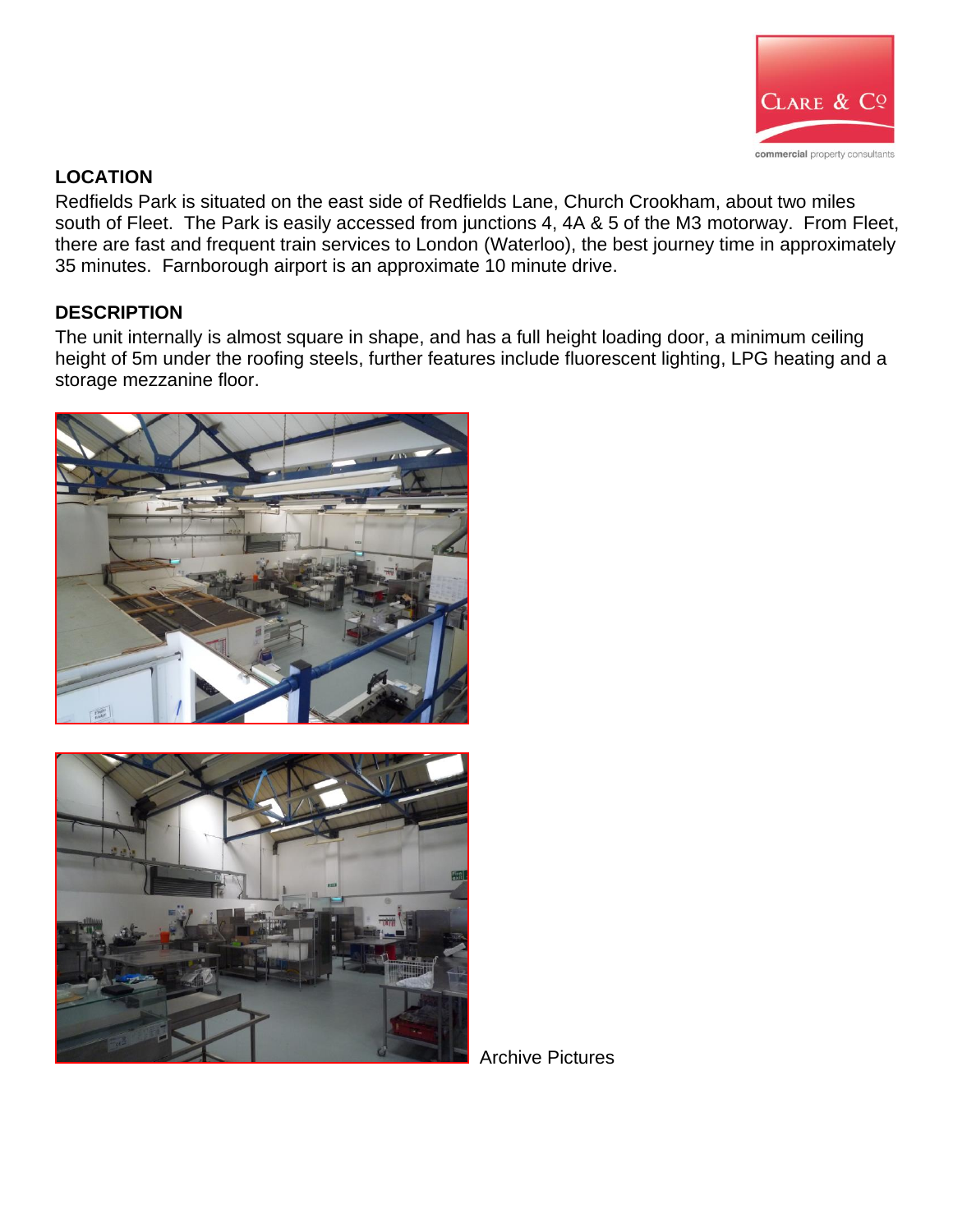## LOCATION

Redfields Park is situated on the east side of Redfields Lane, Church Crookham, about two miles south of Fleet. The Park is easily accessed from junctions 4, 4A & 5 of the M3 motorway. From Fleet, there are fast and frequent train services to London (Waterloo), the best journey time in approximately 35 minutes. Farnborough airport is an approximate 10 minute drive.

## DESCRIPTION

The unit internally is almost square in shape, and has a full height loading door, a minimum ceiling height of 5m under the roofing steels, further features include fluorescent lighting, LPG heating and a storage mezzanine floor.

Archive Pictures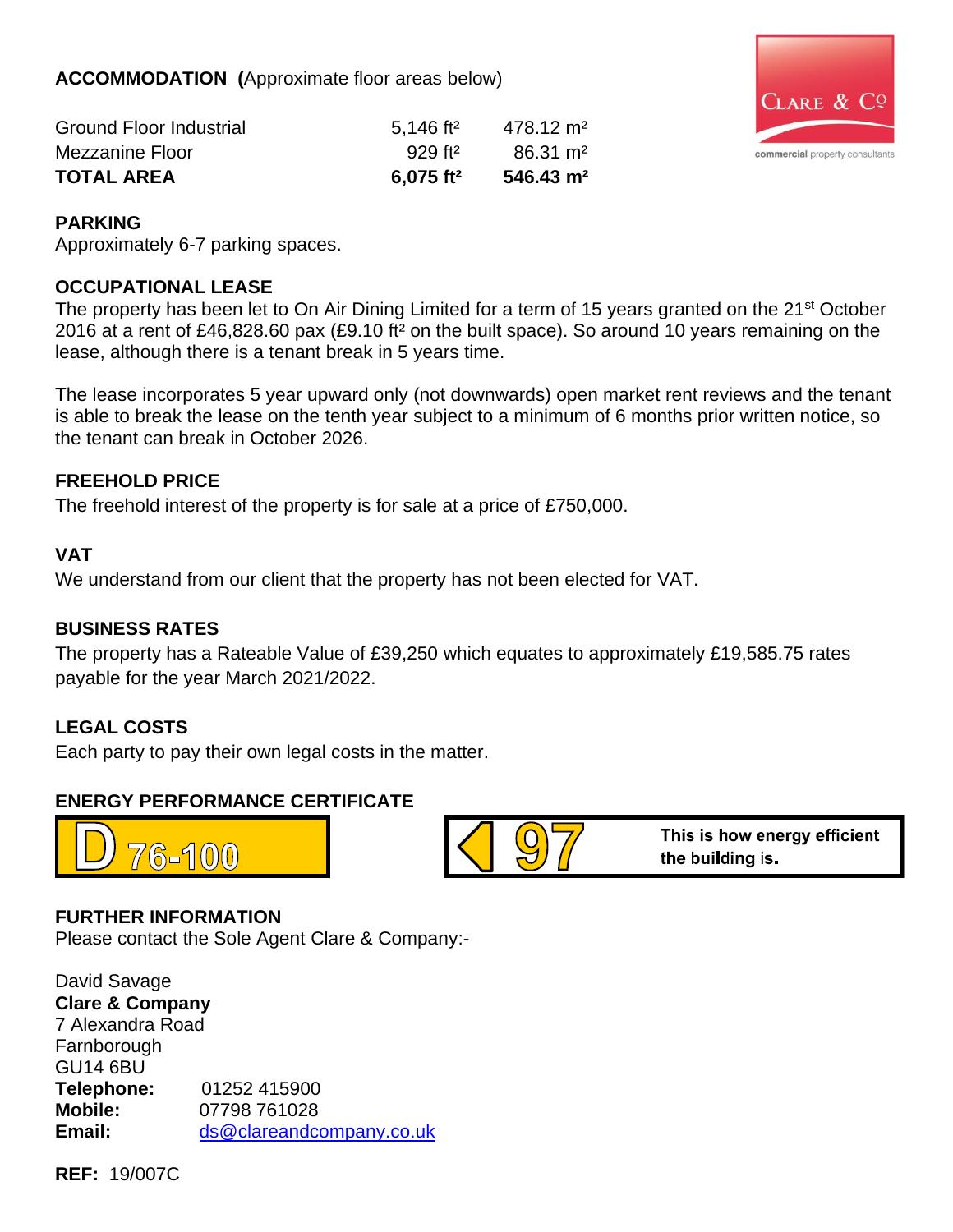**ACCOMMODATION** (Approximate floor areas below)

| | | |
|---|---|---|
| Ground Floor Industrial | 5,146 ft² | 478.12 m² |
| Mezzanine Floor | 929 ft² | 86.31 m² |
| **TOTAL AREA** | **6,075 ft²** | **546.43 m²** |

**PARKING**

Approximately 6-7 parking spaces.

**OCCUPATIONAL LEASE**

The property has been let to On Air Dining Limited for a term of 15 years granted on the 21st October 2016 at a rent of £46,828.60 pax (£9.10 ft² on the built space). So around 10 years remaining on the lease, although there is a tenant break in 5 years time.

The lease incorporates 5 year upward only (not downwards) open market rent reviews and the tenant is able to break the lease on the tenth year subject to a minimum of 6 months prior written notice, so the tenant can break in October 2026.

**FREEHOLD PRICE**

The freehold interest of the property is for sale at a price of £750,000.

**VAT**

We understand from our client that the property has not been elected for VAT.

**BUSINESS RATES**

The property has a Rateable Value of £39,250 which equates to approximately £19,585.75 rates payable for the year March 2021/2022.

**LEGAL COSTS**

Each party to pay their own legal costs in the matter.

**ENERGY PERFORMANCE CERTIFICATE**

D 76-100

97 This is how energy efficient the building is.

**FURTHER INFORMATION**

Please contact the Sole Agent Clare & Company:-

David Savage
**Clare & Company**
7 Alexandra Road
Farnborough
GU14 6BU
**Telephone:** 01252 415900
**Mobile:** 07798 761028
**Email:** ds@clareandcompany.co.uk

**REF:** 19/007C